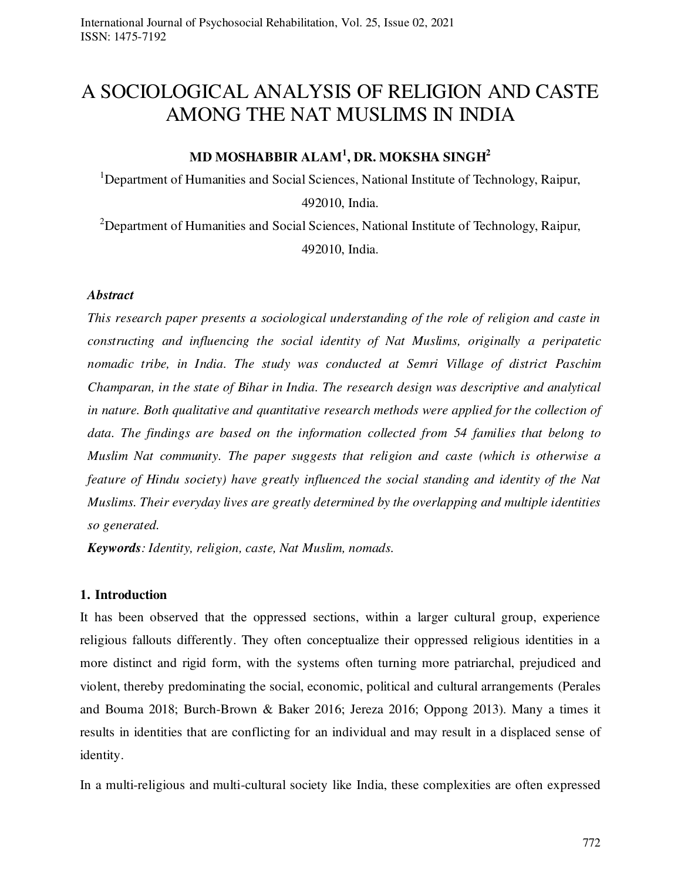# A SOCIOLOGICAL ANALYSIS OF RELIGION AND CASTE AMONG THE NAT MUSLIMS IN INDIA

**MD MOSHABBIR ALAM[1], DR. MOKSHA SINGH[2]**

[1]Department of Humanities and Social Sciences, National Institute of Technology, Raipur, 492010, India.

[2]Department of Humanities and Social Sciences, National Institute of Technology, Raipur, 492010, India.

***Abstract***

*This research paper presents a sociological understanding of the role of religion and caste in constructing and influencing the social identity of Nat Muslims, originally a peripatetic nomadic tribe, in India. The study was conducted at Semri Village of district Paschim Champaran, in the state of Bihar in India. The research design was descriptive and analytical in nature. Both qualitative and quantitative research methods were applied for the collection of data. The findings are based on the information collected from 54 families that belong to Muslim Nat community. The paper suggests that religion and caste (which is otherwise a feature of Hindu society) have greatly influenced the social standing and identity of the Nat Muslims. Their everyday lives are greatly determined by the overlapping and multiple identities so generated.*

***Keywords****: Identity, religion, caste, Nat Muslim, nomads.*

## 1. Introduction

It has been observed that the oppressed sections, within a larger cultural group, experience religious fallouts differently. They often conceptualize their oppressed religious identities in a more distinct and rigid form, with the systems often turning more patriarchal, prejudiced and violent, thereby predominating the social, economic, political and cultural arrangements (Perales and Bouma 2018; Burch-Brown & Baker 2016; Jereza 2016; Oppong 2013). Many a times it results in identities that are conflicting for an individual and may result in a displaced sense of identity.

In a multi-religious and multi-cultural society like India, these complexities are often expressed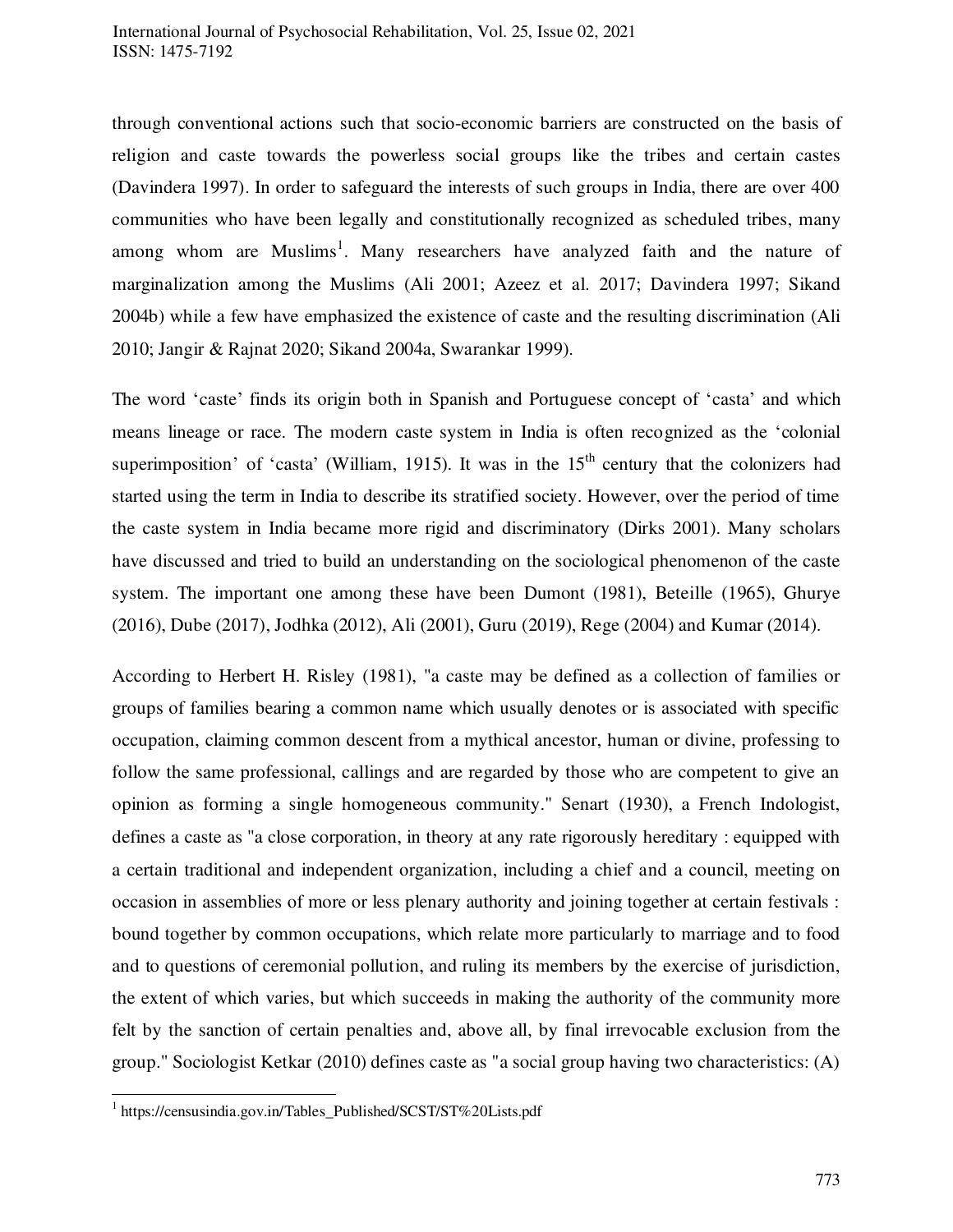through conventional actions such that socio-economic barriers are constructed on the basis of religion and caste towards the powerless social groups like the tribes and certain castes (Davindera 1997). In order to safeguard the interests of such groups in India, there are over 400 communities who have been legally and constitutionally recognized as scheduled tribes, many among whom are Muslims[1]. Many researchers have analyzed faith and the nature of marginalization among the Muslims (Ali 2001; Azeez et al. 2017; Davindera 1997; Sikand 2004b) while a few have emphasized the existence of caste and the resulting discrimination (Ali 2010; Jangir & Rajnat 2020; Sikand 2004a, Swarankar 1999).

The word 'caste' finds its origin both in Spanish and Portuguese concept of 'casta' and which means lineage or race. The modern caste system in India is often recognized as the 'colonial superimposition' of 'casta' (William, 1915). It was in the 15th century that the colonizers had started using the term in India to describe its stratified society. However, over the period of time the caste system in India became more rigid and discriminatory (Dirks 2001). Many scholars have discussed and tried to build an understanding on the sociological phenomenon of the caste system. The important one among these have been Dumont (1981), Beteille (1965), Ghurye (2016), Dube (2017), Jodhka (2012), Ali (2001), Guru (2019), Rege (2004) and Kumar (2014).

According to Herbert H. Risley (1981), "a caste may be defined as a collection of families or groups of families bearing a common name which usually denotes or is associated with specific occupation, claiming common descent from a mythical ancestor, human or divine, professing to follow the same professional, callings and are regarded by those who are competent to give an opinion as forming a single homogeneous community." Senart (1930), a French Indologist, defines a caste as "a close corporation, in theory at any rate rigorously hereditary : equipped with a certain traditional and independent organization, including a chief and a council, meeting on occasion in assemblies of more or less plenary authority and joining together at certain festivals : bound together by common occupations, which relate more particularly to marriage and to food and to questions of ceremonial pollution, and ruling its members by the exercise of jurisdiction, the extent of which varies, but which succeeds in making the authority of the community more felt by the sanction of certain penalties and, above all, by final irrevocable exclusion from the group." Sociologist Ketkar (2010) defines caste as "a social group having two characteristics: (A)

[1] https://censusindia.gov.in/Tables_Published/SCST/ST%20Lists.pdf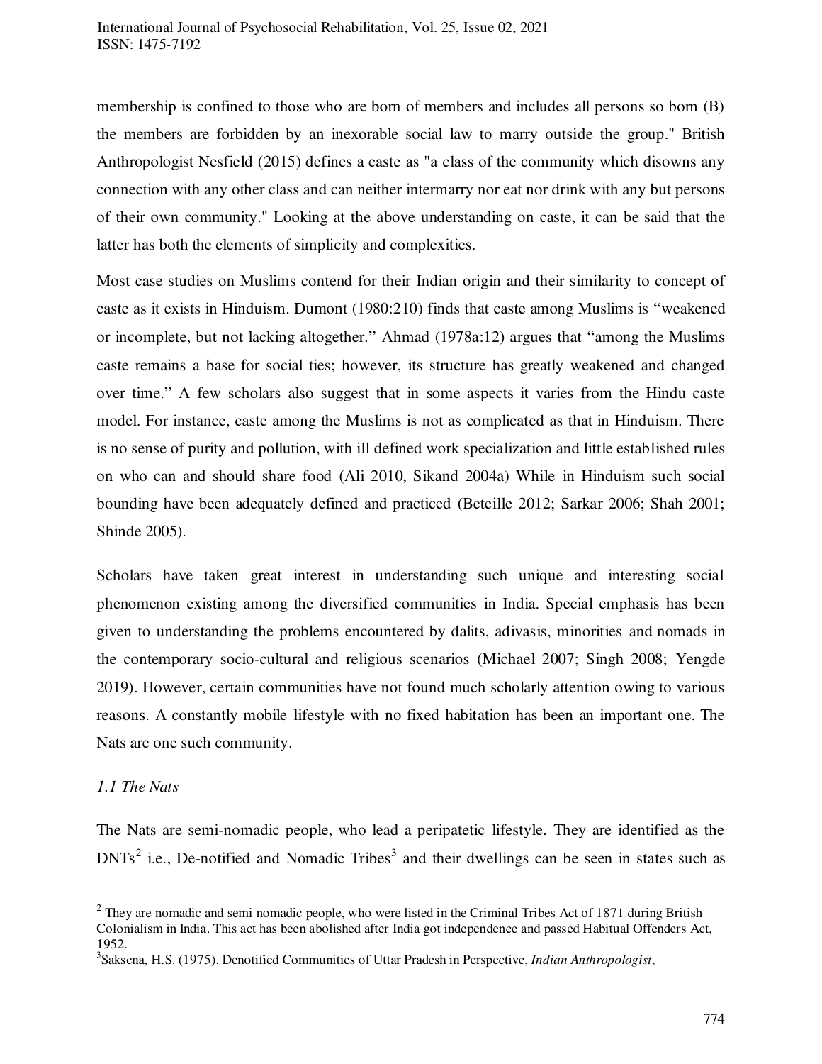membership is confined to those who are born of members and includes all persons so born (B) the members are forbidden by an inexorable social law to marry outside the group." British Anthropologist Nesfield (2015) defines a caste as "a class of the community which disowns any connection with any other class and can neither intermarry nor eat nor drink with any but persons of their own community." Looking at the above understanding on caste, it can be said that the latter has both the elements of simplicity and complexities.

Most case studies on Muslims contend for their Indian origin and their similarity to concept of caste as it exists in Hinduism. Dumont (1980:210) finds that caste among Muslims is "weakened or incomplete, but not lacking altogether." Ahmad (1978a:12) argues that "among the Muslims caste remains a base for social ties; however, its structure has greatly weakened and changed over time." A few scholars also suggest that in some aspects it varies from the Hindu caste model. For instance, caste among the Muslims is not as complicated as that in Hinduism. There is no sense of purity and pollution, with ill defined work specialization and little established rules on who can and should share food (Ali 2010, Sikand 2004a) While in Hinduism such social bounding have been adequately defined and practiced (Beteille 2012; Sarkar 2006; Shah 2001; Shinde 2005).

Scholars have taken great interest in understanding such unique and interesting social phenomenon existing among the diversified communities in India. Special emphasis has been given to understanding the problems encountered by dalits, adivasis, minorities and nomads in the contemporary socio-cultural and religious scenarios (Michael 2007; Singh 2008; Yengde 2019). However, certain communities have not found much scholarly attention owing to various reasons. A constantly mobile lifestyle with no fixed habitation has been an important one. The Nats are one such community.

### *1.1 The Nats*

The Nats are semi-nomadic people, who lead a peripatetic lifestyle. They are identified as the DNTs[2] i.e., De-notified and Nomadic Tribes[3] and their dwellings can be seen in states such as

---

[2] They are nomadic and semi nomadic people, who were listed in the Criminal Tribes Act of 1871 during British Colonialism in India. This act has been abolished after India got independence and passed Habitual Offenders Act, 1952.

[3] Saksena, H.S. (1975). Denotified Communities of Uttar Pradesh in Perspective, *Indian Anthropologist*,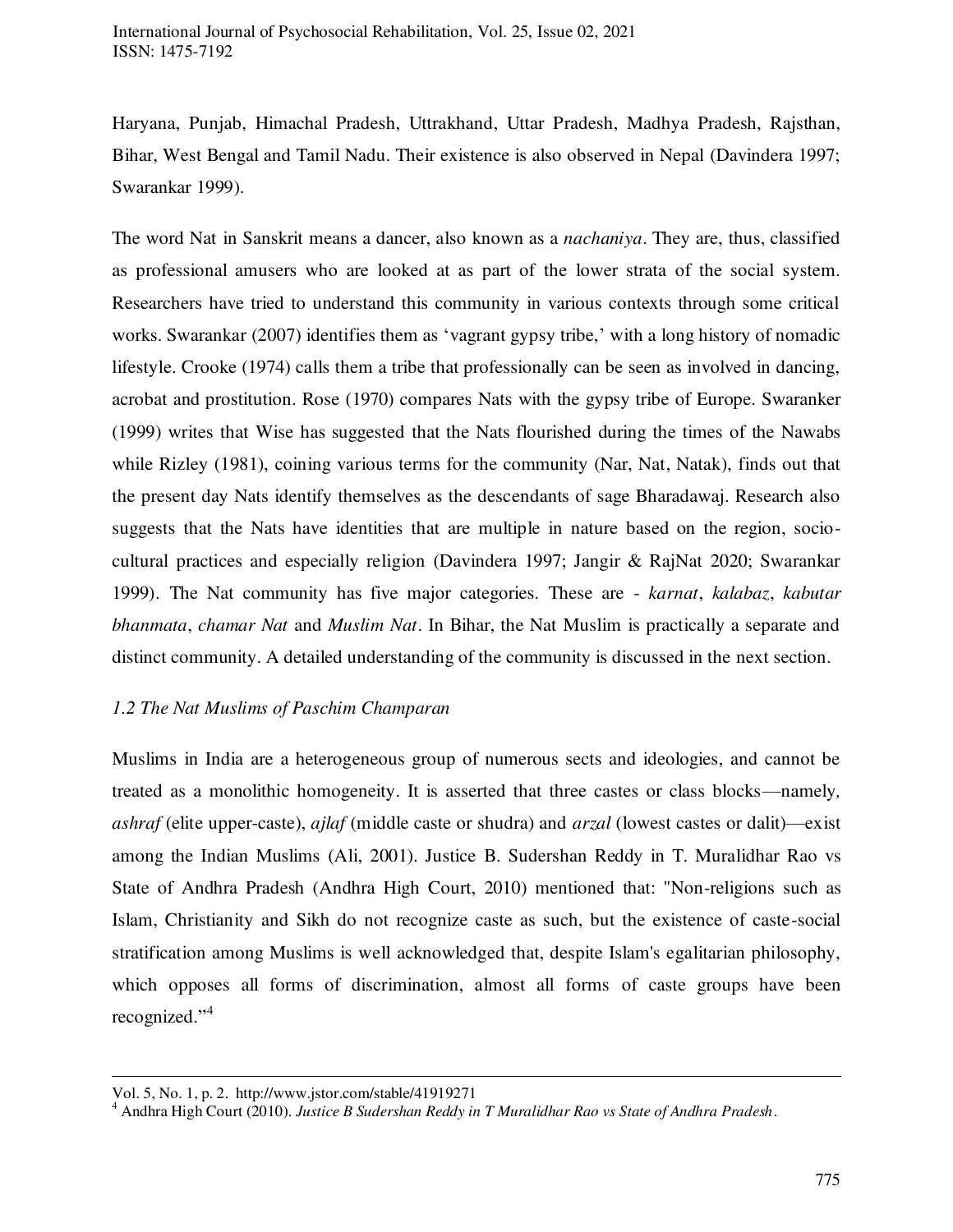Haryana, Punjab, Himachal Pradesh, Uttrakhand, Uttar Pradesh, Madhya Pradesh, Rajsthan, Bihar, West Bengal and Tamil Nadu. Their existence is also observed in Nepal (Davindera 1997; Swarankar 1999).

The word Nat in Sanskrit means a dancer, also known as a *nachaniya*. They are, thus, classified as professional amusers who are looked at as part of the lower strata of the social system. Researchers have tried to understand this community in various contexts through some critical works. Swarankar (2007) identifies them as 'vagrant gypsy tribe,' with a long history of nomadic lifestyle. Crooke (1974) calls them a tribe that professionally can be seen as involved in dancing, acrobat and prostitution. Rose (1970) compares Nats with the gypsy tribe of Europe. Swaranker (1999) writes that Wise has suggested that the Nats flourished during the times of the Nawabs while Rizley (1981), coining various terms for the community (Nar, Nat, Natak), finds out that the present day Nats identify themselves as the descendants of sage Bharadawaj. Research also suggests that the Nats have identities that are multiple in nature based on the region, socio-cultural practices and especially religion (Davindera 1997; Jangir & RajNat 2020; Swarankar 1999). The Nat community has five major categories. These are - *karnat*, *kalabaz*, *kabutar bhanmata*, *chamar Nat* and *Muslim Nat*. In Bihar, the Nat Muslim is practically a separate and distinct community. A detailed understanding of the community is discussed in the next section.

### *1.2 The Nat Muslims of Paschim Champaran*

Muslims in India are a heterogeneous group of numerous sects and ideologies, and cannot be treated as a monolithic homogeneity. It is asserted that three castes or class blocks—namely*,* *ashraf* (elite upper-caste), *ajlaf* (middle caste or shudra) and *arzal* (lowest castes or dalit)—exist among the Indian Muslims (Ali, 2001). Justice B. Sudershan Reddy in T. Muralidhar Rao vs State of Andhra Pradesh (Andhra High Court, 2010) mentioned that: "Non-religions such as Islam, Christianity and Sikh do not recognize caste as such, but the existence of caste-social stratification among Muslims is well acknowledged that, despite Islam's egalitarian philosophy, which opposes all forms of discrimination, almost all forms of caste groups have been recognized."[4]

---

Vol. 5, No. 1, p. 2. http://www.jstor.com/stable/41919271

[4] Andhra High Court (2010). *Justice B Sudershan Reddy in T Muralidhar Rao vs State of Andhra Pradesh*.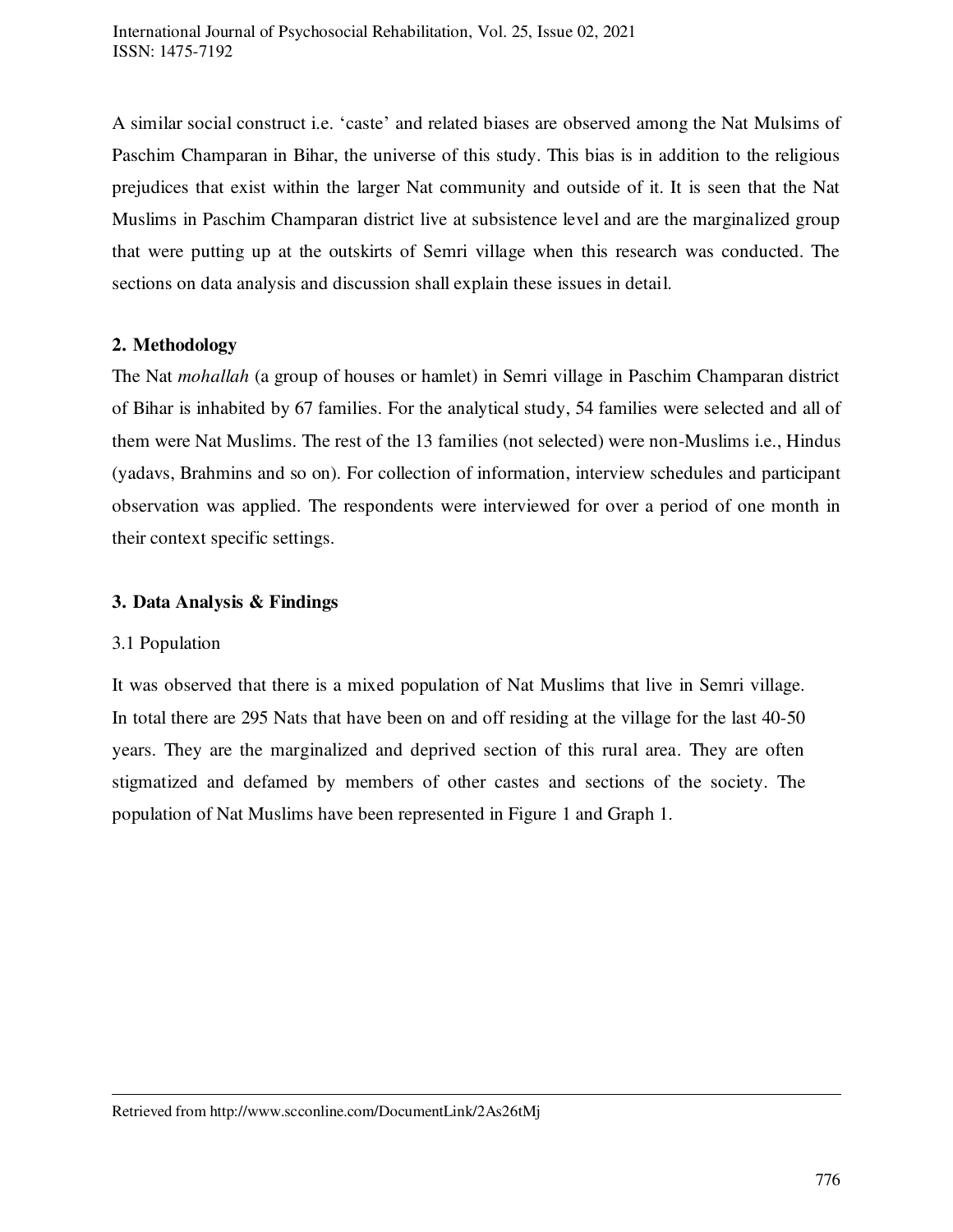A similar social construct i.e. 'caste' and related biases are observed among the Nat Mulsims of Paschim Champaran in Bihar, the universe of this study. This bias is in addition to the religious prejudices that exist within the larger Nat community and outside of it. It is seen that the Nat Muslims in Paschim Champaran district live at subsistence level and are the marginalized group that were putting up at the outskirts of Semri village when this research was conducted. The sections on data analysis and discussion shall explain these issues in detail.

## 2. Methodology

The Nat *mohallah* (a group of houses or hamlet) in Semri village in Paschim Champaran district of Bihar is inhabited by 67 families. For the analytical study, 54 families were selected and all of them were Nat Muslims. The rest of the 13 families (not selected) were non-Muslims i.e., Hindus (yadavs, Brahmins and so on). For collection of information, interview schedules and participant observation was applied. The respondents were interviewed for over a period of one month in their context specific settings.

## 3. Data Analysis & Findings

### 3.1 Population

It was observed that there is a mixed population of Nat Muslims that live in Semri village. In total there are 295 Nats that have been on and off residing at the village for the last 40-50 years. They are the marginalized and deprived section of this rural area. They are often stigmatized and defamed by members of other castes and sections of the society. The population of Nat Muslims have been represented in Figure 1 and Graph 1.

Retrieved from http://www.scconline.com/DocumentLink/2As26tMj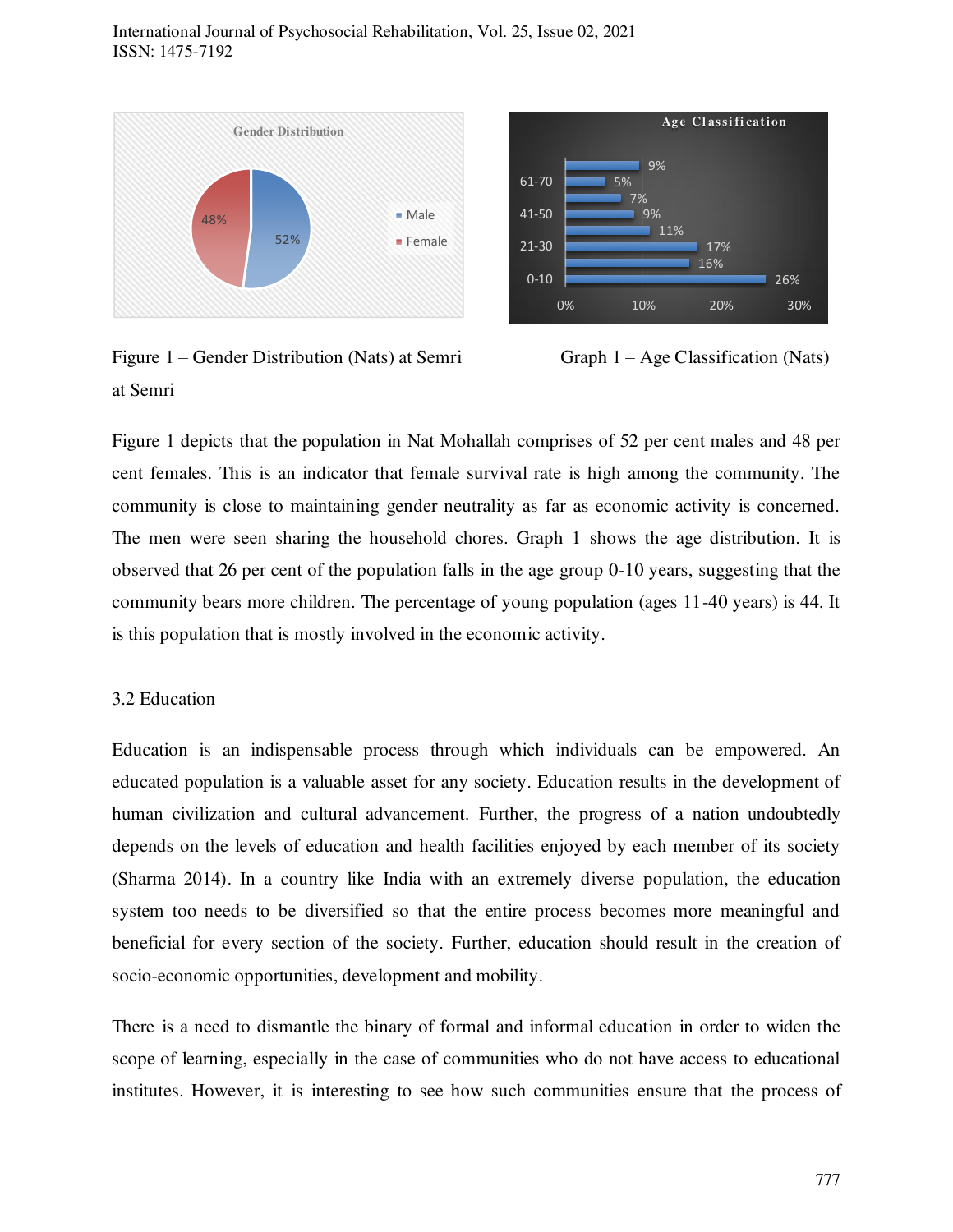Figure 1 – Gender Distribution (Nats) at Semri

Graph 1 – Age Classification (Nats) at Semri

Figure 1 depicts that the population in Nat Mohallah comprises of 52 per cent males and 48 per cent females. This is an indicator that female survival rate is high among the community. The community is close to maintaining gender neutrality as far as economic activity is concerned. The men were seen sharing the household chores. Graph 1 shows the age distribution. It is observed that 26 per cent of the population falls in the age group 0-10 years, suggesting that the community bears more children. The percentage of young population (ages 11-40 years) is 44. It is this population that is mostly involved in the economic activity.

## 3.2 Education

Education is an indispensable process through which individuals can be empowered. An educated population is a valuable asset for any society. Education results in the development of human civilization and cultural advancement. Further, the progress of a nation undoubtedly depends on the levels of education and health facilities enjoyed by each member of its society (Sharma 2014). In a country like India with an extremely diverse population, the education system too needs to be diversified so that the entire process becomes more meaningful and beneficial for every section of the society. Further, education should result in the creation of socio-economic opportunities, development and mobility.

There is a need to dismantle the binary of formal and informal education in order to widen the scope of learning, especially in the case of communities who do not have access to educational institutes. However, it is interesting to see how such communities ensure that the process of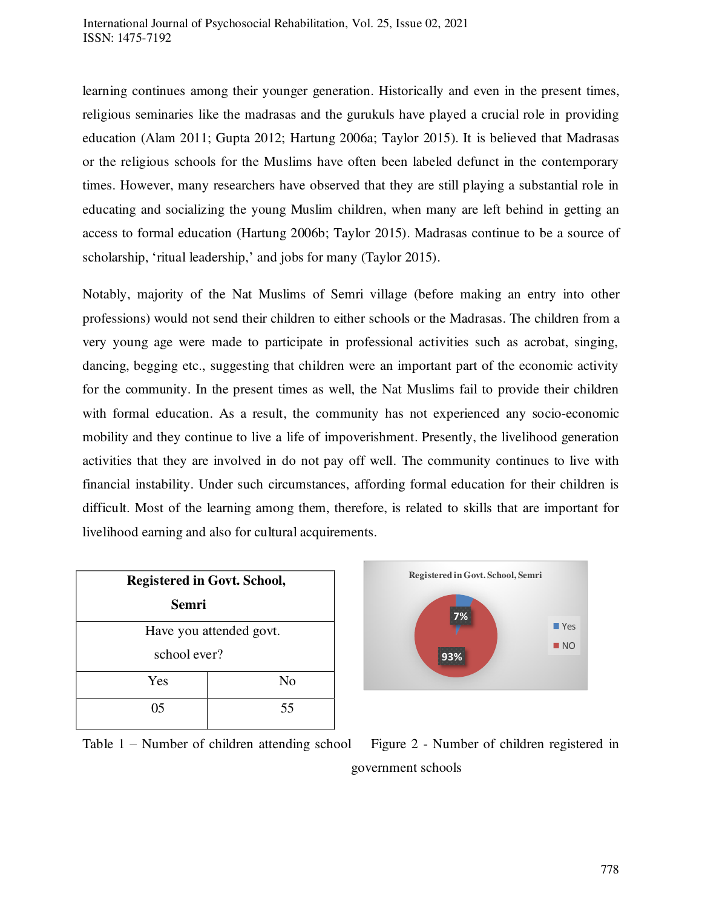learning continues among their younger generation. Historically and even in the present times, religious seminaries like the madrasas and the gurukuls have played a crucial role in providing education (Alam 2011; Gupta 2012; Hartung 2006a; Taylor 2015). It is believed that Madrasas or the religious schools for the Muslims have often been labeled defunct in the contemporary times. However, many researchers have observed that they are still playing a substantial role in educating and socializing the young Muslim children, when many are left behind in getting an access to formal education (Hartung 2006b; Taylor 2015). Madrasas continue to be a source of scholarship, 'ritual leadership,' and jobs for many (Taylor 2015).

Notably, majority of the Nat Muslims of Semri village (before making an entry into other professions) would not send their children to either schools or the Madrasas. The children from a very young age were made to participate in professional activities such as acrobat, singing, dancing, begging etc., suggesting that children were an important part of the economic activity for the community. In the present times as well, the Nat Muslims fail to provide their children with formal education. As a result, the community has not experienced any socio-economic mobility and they continue to live a life of impoverishment. Presently, the livelihood generation activities that they are involved in do not pay off well. The community continues to live with financial instability. Under such circumstances, affording formal education for their children is difficult. Most of the learning among them, therefore, is related to skills that are important for livelihood earning and also for cultural acquirements.

| **Registered in Govt. School, Semri** | |
|---|---|
| Have you attended govt. school ever? | |
| Yes | No |
| 05 | 55 |

Table 1 – Number of children attending school

Registered in Govt. School, Semri

- Yes: 7%
- NO: 93%

Figure 2 - Number of children registered in government schools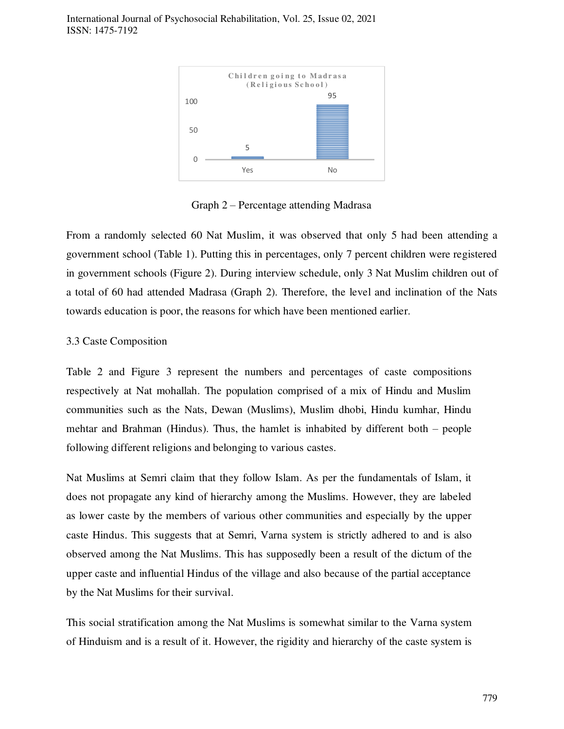Graph 2 – Percentage attending Madrasa

From a randomly selected 60 Nat Muslim, it was observed that only 5 had been attending a government school (Table 1). Putting this in percentages, only 7 percent children were registered in government schools (Figure 2). During interview schedule, only 3 Nat Muslim children out of a total of 60 had attended Madrasa (Graph 2). Therefore, the level and inclination of the Nats towards education is poor, the reasons for which have been mentioned earlier.

### 3.3 Caste Composition

Table 2 and Figure 3 represent the numbers and percentages of caste compositions respectively at Nat mohallah. The population comprised of a mix of Hindu and Muslim communities such as the Nats, Dewan (Muslims), Muslim dhobi, Hindu kumhar, Hindu mehtar and Brahman (Hindus). Thus, the hamlet is inhabited by different both – people following different religions and belonging to various castes.

Nat Muslims at Semri claim that they follow Islam. As per the fundamentals of Islam, it does not propagate any kind of hierarchy among the Muslims. However, they are labeled as lower caste by the members of various other communities and especially by the upper caste Hindus. This suggests that at Semri, Varna system is strictly adhered to and is also observed among the Nat Muslims. This has supposedly been a result of the dictum of the upper caste and influential Hindus of the village and also because of the partial acceptance by the Nat Muslims for their survival.

This social stratification among the Nat Muslims is somewhat similar to the Varna system of Hinduism and is a result of it. However, the rigidity and hierarchy of the caste system is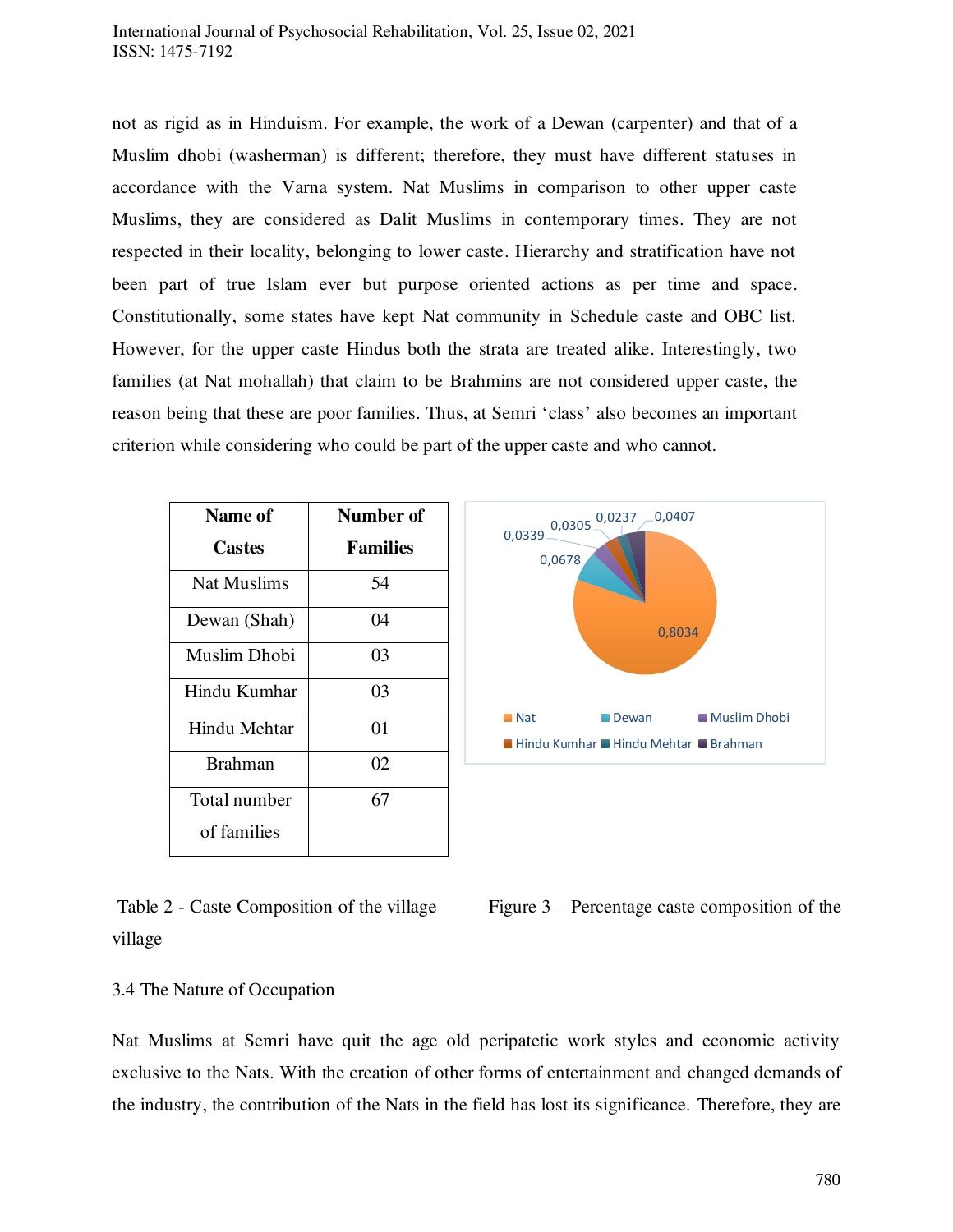not as rigid as in Hinduism. For example, the work of a Dewan (carpenter) and that of a Muslim dhobi (washerman) is different; therefore, they must have different statuses in accordance with the Varna system. Nat Muslims in comparison to other upper caste Muslims, they are considered as Dalit Muslims in contemporary times. They are not respected in their locality, belonging to lower caste. Hierarchy and stratification have not been part of true Islam ever but purpose oriented actions as per time and space. Constitutionally, some states have kept Nat community in Schedule caste and OBC list. However, for the upper caste Hindus both the strata are treated alike. Interestingly, two families (at Nat mohallah) that claim to be Brahmins are not considered upper caste, the reason being that these are poor families. Thus, at Semri 'class' also becomes an important criterion while considering who could be part of the upper caste and who cannot.

| Name of Castes | Number of Families |
|---|---|
| Nat Muslims | 54 |
| Dewan (Shah) | 04 |
| Muslim Dhobi | 03 |
| Hindu Kumhar | 03 |
| Hindu Mehtar | 01 |
| Brahman | 02 |
| Total number of families | 67 |

Table 2 - Caste Composition of the village

| Caste | Proportion |
|---|---|
| Nat | 0,8034 |
| Dewan | 0,0678 |
| Muslim Dhobi | 0,0339 |
| Hindu Kumhar | 0,0305 |
| Hindu Mehtar | 0,0237 |
| Brahman | 0,0407 |

Figure 3 – Percentage caste composition of the village

3.4 The Nature of Occupation

Nat Muslims at Semri have quit the age old peripatetic work styles and economic activity exclusive to the Nats. With the creation of other forms of entertainment and changed demands of the industry, the contribution of the Nats in the field has lost its significance. Therefore, they are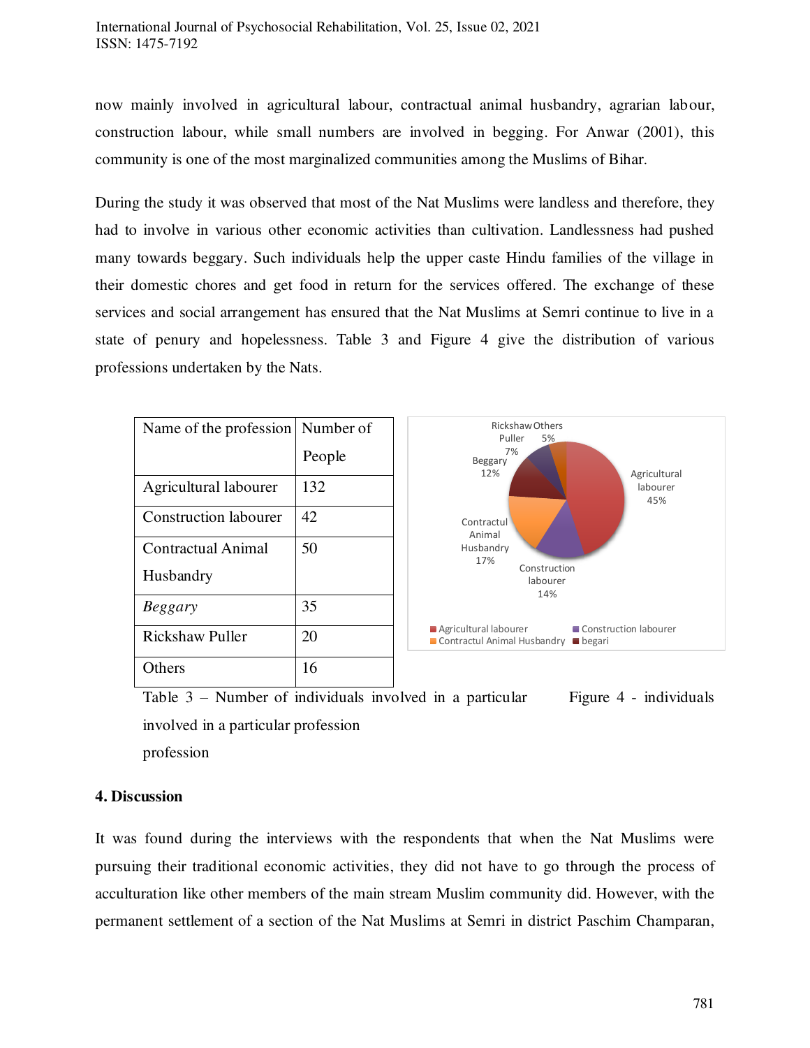now mainly involved in agricultural labour, contractual animal husbandry, agrarian labour, construction labour, while small numbers are involved in begging. For Anwar (2001), this community is one of the most marginalized communities among the Muslims of Bihar.

During the study it was observed that most of the Nat Muslims were landless and therefore, they had to involve in various other economic activities than cultivation. Landlessness had pushed many towards beggary. Such individuals help the upper caste Hindu families of the village in their domestic chores and get food in return for the services offered. The exchange of these services and social arrangement has ensured that the Nat Muslims at Semri continue to live in a state of penury and hopelessness. Table 3 and Figure 4 give the distribution of various professions undertaken by the Nats.

| Name of the profession | Number of People |
|---|---|
| Agricultural labourer | 132 |
| Construction labourer | 42 |
| Contractual Animal Husbandry | 50 |
| *Beggary* | 35 |
| Rickshaw Puller | 20 |
| Others | 16 |

Table 3 – Number of individuals involved in a particular profession

Figure 4 - individuals involved in a particular profession

## 4. Discussion

It was found during the interviews with the respondents that when the Nat Muslims were pursuing their traditional economic activities, they did not have to go through the process of acculturation like other members of the main stream Muslim community did. However, with the permanent settlement of a section of the Nat Muslims at Semri in district Paschim Champaran,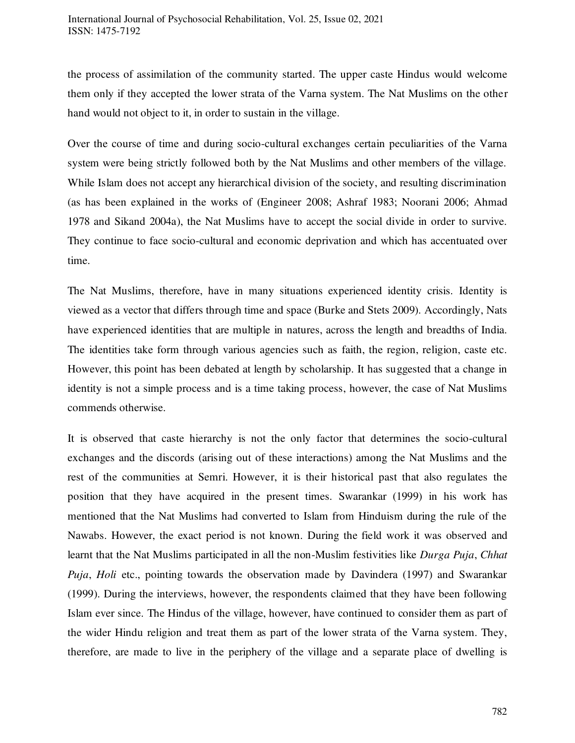the process of assimilation of the community started. The upper caste Hindus would welcome them only if they accepted the lower strata of the Varna system. The Nat Muslims on the other hand would not object to it, in order to sustain in the village.

Over the course of time and during socio-cultural exchanges certain peculiarities of the Varna system were being strictly followed both by the Nat Muslims and other members of the village. While Islam does not accept any hierarchical division of the society, and resulting discrimination (as has been explained in the works of (Engineer 2008; Ashraf 1983; Noorani 2006; Ahmad 1978 and Sikand 2004a), the Nat Muslims have to accept the social divide in order to survive. They continue to face socio-cultural and economic deprivation and which has accentuated over time.

The Nat Muslims, therefore, have in many situations experienced identity crisis. Identity is viewed as a vector that differs through time and space (Burke and Stets 2009). Accordingly, Nats have experienced identities that are multiple in natures, across the length and breadths of India. The identities take form through various agencies such as faith, the region, religion, caste etc. However, this point has been debated at length by scholarship. It has suggested that a change in identity is not a simple process and is a time taking process, however, the case of Nat Muslims commends otherwise.

It is observed that caste hierarchy is not the only factor that determines the socio-cultural exchanges and the discords (arising out of these interactions) among the Nat Muslims and the rest of the communities at Semri. However, it is their historical past that also regulates the position that they have acquired in the present times. Swarankar (1999) in his work has mentioned that the Nat Muslims had converted to Islam from Hinduism during the rule of the Nawabs. However, the exact period is not known. During the field work it was observed and learnt that the Nat Muslims participated in all the non-Muslim festivities like *Durga Puja*, *Chhat Puja*, *Holi* etc., pointing towards the observation made by Davindera (1997) and Swarankar (1999). During the interviews, however, the respondents claimed that they have been following Islam ever since. The Hindus of the village, however, have continued to consider them as part of the wider Hindu religion and treat them as part of the lower strata of the Varna system. They, therefore, are made to live in the periphery of the village and a separate place of dwelling is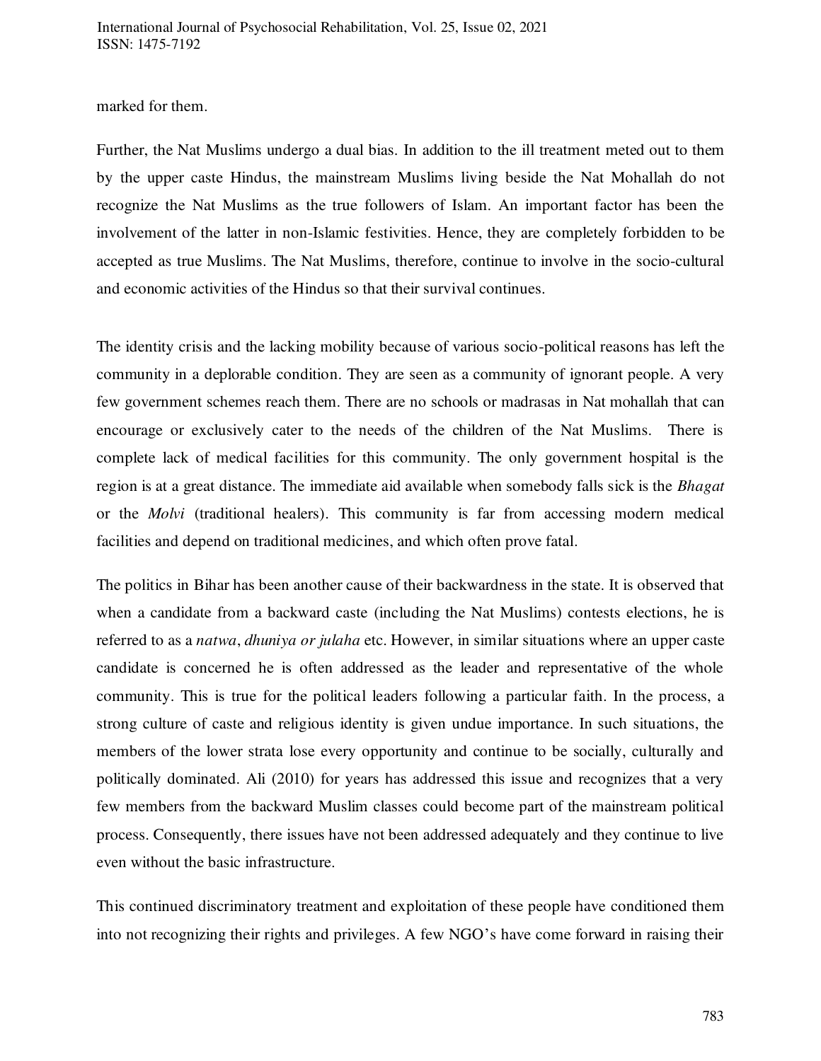marked for them.

Further, the Nat Muslims undergo a dual bias. In addition to the ill treatment meted out to them by the upper caste Hindus, the mainstream Muslims living beside the Nat Mohallah do not recognize the Nat Muslims as the true followers of Islam. An important factor has been the involvement of the latter in non-Islamic festivities. Hence, they are completely forbidden to be accepted as true Muslims. The Nat Muslims, therefore, continue to involve in the socio-cultural and economic activities of the Hindus so that their survival continues.

The identity crisis and the lacking mobility because of various socio-political reasons has left the community in a deplorable condition. They are seen as a community of ignorant people. A very few government schemes reach them. There are no schools or madrasas in Nat mohallah that can encourage or exclusively cater to the needs of the children of the Nat Muslims. There is complete lack of medical facilities for this community. The only government hospital is the region is at a great distance. The immediate aid available when somebody falls sick is the *Bhagat* or the *Molvi* (traditional healers). This community is far from accessing modern medical facilities and depend on traditional medicines, and which often prove fatal.

The politics in Bihar has been another cause of their backwardness in the state. It is observed that when a candidate from a backward caste (including the Nat Muslims) contests elections, he is referred to as a *natwa*, *dhuniya or julaha* etc. However, in similar situations where an upper caste candidate is concerned he is often addressed as the leader and representative of the whole community. This is true for the political leaders following a particular faith. In the process, a strong culture of caste and religious identity is given undue importance. In such situations, the members of the lower strata lose every opportunity and continue to be socially, culturally and politically dominated. Ali (2010) for years has addressed this issue and recognizes that a very few members from the backward Muslim classes could become part of the mainstream political process. Consequently, there issues have not been addressed adequately and they continue to live even without the basic infrastructure.

This continued discriminatory treatment and exploitation of these people have conditioned them into not recognizing their rights and privileges. A few NGO's have come forward in raising their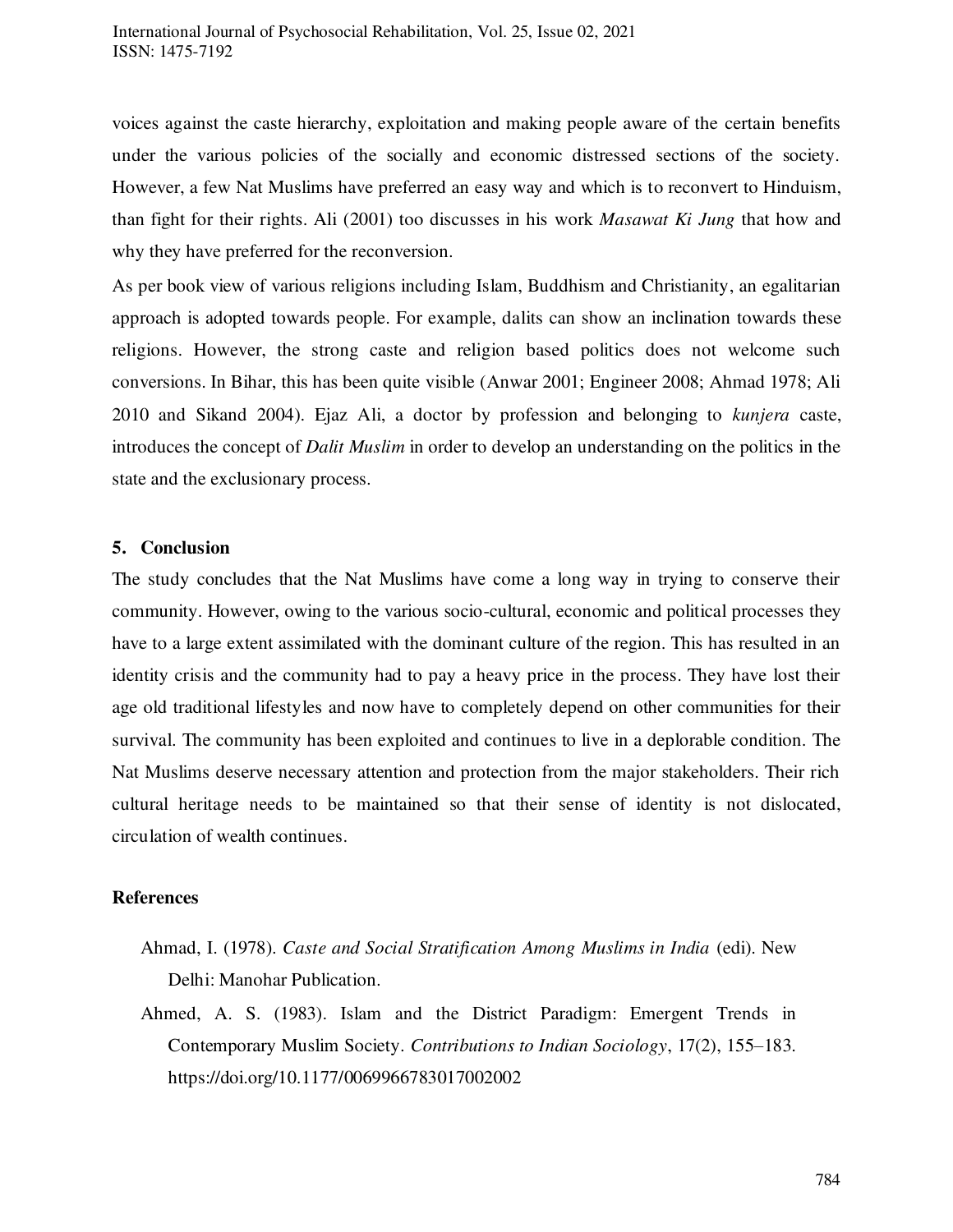voices against the caste hierarchy, exploitation and making people aware of the certain benefits under the various policies of the socially and economic distressed sections of the society. However, a few Nat Muslims have preferred an easy way and which is to reconvert to Hinduism, than fight for their rights. Ali (2001) too discusses in his work *Masawat Ki Jung* that how and why they have preferred for the reconversion.

As per book view of various religions including Islam, Buddhism and Christianity, an egalitarian approach is adopted towards people. For example, dalits can show an inclination towards these religions. However, the strong caste and religion based politics does not welcome such conversions. In Bihar, this has been quite visible (Anwar 2001; Engineer 2008; Ahmad 1978; Ali 2010 and Sikand 2004). Ejaz Ali, a doctor by profession and belonging to *kunjera* caste, introduces the concept of *Dalit Muslim* in order to develop an understanding on the politics in the state and the exclusionary process.

## 5. Conclusion

The study concludes that the Nat Muslims have come a long way in trying to conserve their community. However, owing to the various socio-cultural, economic and political processes they have to a large extent assimilated with the dominant culture of the region. This has resulted in an identity crisis and the community had to pay a heavy price in the process. They have lost their age old traditional lifestyles and now have to completely depend on other communities for their survival. The community has been exploited and continues to live in a deplorable condition. The Nat Muslims deserve necessary attention and protection from the major stakeholders. Their rich cultural heritage needs to be maintained so that their sense of identity is not dislocated, circulation of wealth continues.

## References

Ahmad, I. (1978). *Caste and Social Stratification Among Muslims in India* (edi). New Delhi: Manohar Publication.

Ahmed, A. S. (1983). Islam and the District Paradigm: Emergent Trends in Contemporary Muslim Society. *Contributions to Indian Sociology*, 17(2), 155–183. https://doi.org/10.1177/006996678301700202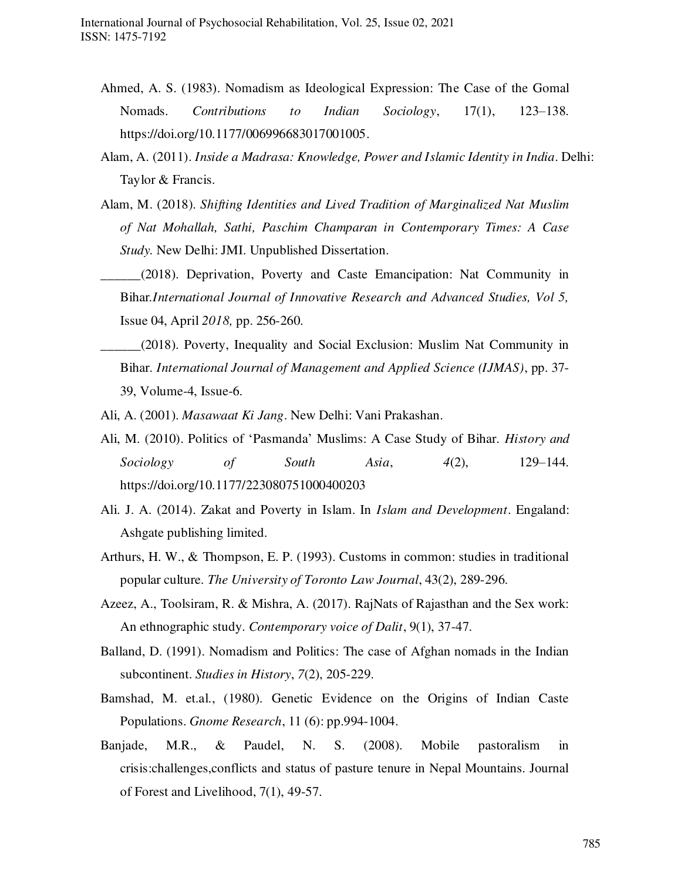Ahmed, A. S. (1983). Nomadism as Ideological Expression: The Case of the Gomal Nomads. *Contributions to Indian Sociology*, 17(1), 123–138. https://doi.org/10.1177/006996683017001005.

Alam, A. (2011). *Inside a Madrasa: Knowledge, Power and Islamic Identity in India*. Delhi: Taylor & Francis.

Alam, M. (2018). *Shifting Identities and Lived Tradition of Marginalized Nat Muslim of Nat Mohallah, Sathi, Paschim Champaran in Contemporary Times: A Case Study.* New Delhi: JMI. Unpublished Dissertation.

______(2018). Deprivation, Poverty and Caste Emancipation: Nat Community in Bihar.*International Journal of Innovative Research and Advanced Studies, Vol 5,* Issue 04, April *2018,* pp. 256-260.

______(2018). Poverty, Inequality and Social Exclusion: Muslim Nat Community in Bihar. *International Journal of Management and Applied Science (IJMAS)*, pp. 37-39, Volume-4, Issue-6.

Ali, A. (2001). *Masawaat Ki Jang*. New Delhi: Vani Prakashan.

Ali, M. (2010). Politics of 'Pasmanda' Muslims: A Case Study of Bihar. *History and Sociology of South Asia*, *4*(2), 129–144. https://doi.org/10.1177/223080751000400203

Ali. J. A. (2014). Zakat and Poverty in Islam. In *Islam and Development*. Engaland: Ashgate publishing limited.

Arthurs, H. W., & Thompson, E. P. (1993). Customs in common: studies in traditional popular culture. *The University of Toronto Law Journal*, 43(2), 289-296.

Azeez, A., Toolsiram, R. & Mishra, A. (2017). RajNats of Rajasthan and the Sex work: An ethnographic study. *Contemporary voice of Dalit*, 9(1), 37-47.

Balland, D. (1991). Nomadism and Politics: The case of Afghan nomads in the Indian subcontinent. *Studies in History*, *7*(2), 205-229.

Bamshad, M. et.al., (1980). Genetic Evidence on the Origins of Indian Caste Populations. *Gnome Research*, 11 (6): pp.994-1004.

Banjade, M.R., & Paudel, N. S. (2008). Mobile pastoralism in crisis:challenges,conflicts and status of pasture tenure in Nepal Mountains. Journal of Forest and Livelihood, 7(1), 49-57.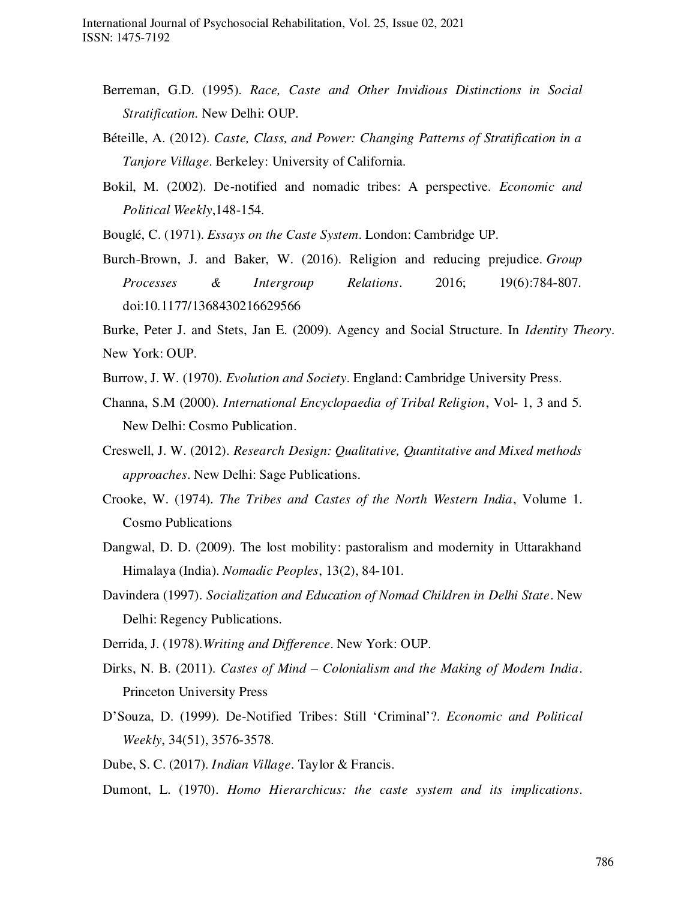Berreman, G.D. (1995). *Race, Caste and Other Invidious Distinctions in Social Stratification.* New Delhi: OUP.

Béteille, A. (2012). *Caste, Class, and Power: Changing Patterns of Stratification in a Tanjore Village*. Berkeley: University of California.

Bokil, M. (2002). De-notified and nomadic tribes: A perspective. *Economic and Political Weekly*,148-154.

Bouglé, C. (1971). *Essays on the Caste System*. London: Cambridge UP.

Burch-Brown, J. and Baker, W. (2016). Religion and reducing prejudice. *Group Processes & Intergroup Relations*. 2016; 19(6):784-807. doi:10.1177/1368430216629566

Burke, Peter J. and Stets, Jan E. (2009). Agency and Social Structure. In *Identity Theory*. New York: OUP.

Burrow, J. W. (1970). *Evolution and Society*. England: Cambridge University Press.

Channa, S.M (2000). *International Encyclopaedia of Tribal Religion*, Vol- 1, 3 and 5. New Delhi: Cosmo Publication.

Creswell, J. W. (2012). *Research Design: Qualitative, Quantitative and Mixed methods approaches*. New Delhi: Sage Publications.

Crooke, W. (1974). *The Tribes and Castes of the North Western India*, Volume 1. Cosmo Publications

Dangwal, D. D. (2009). The lost mobility: pastoralism and modernity in Uttarakhand Himalaya (India). *Nomadic Peoples*, 13(2), 84-101.

Davindera (1997). *Socialization and Education of Nomad Children in Delhi State*. New Delhi: Regency Publications.

Derrida, J. (1978).*Writing and Difference*. New York: OUP.

Dirks, N. B. (2011). *Castes of Mind – Colonialism and the Making of Modern India*. Princeton University Press

D'Souza, D. (1999). De-Notified Tribes: Still 'Criminal'?. *Economic and Political Weekly*, 34(51), 3576-3578.

Dube, S. C. (2017). *Indian Village*. Taylor & Francis.

Dumont, L. (1970). *Homo Hierarchicus: the caste system and its implications*.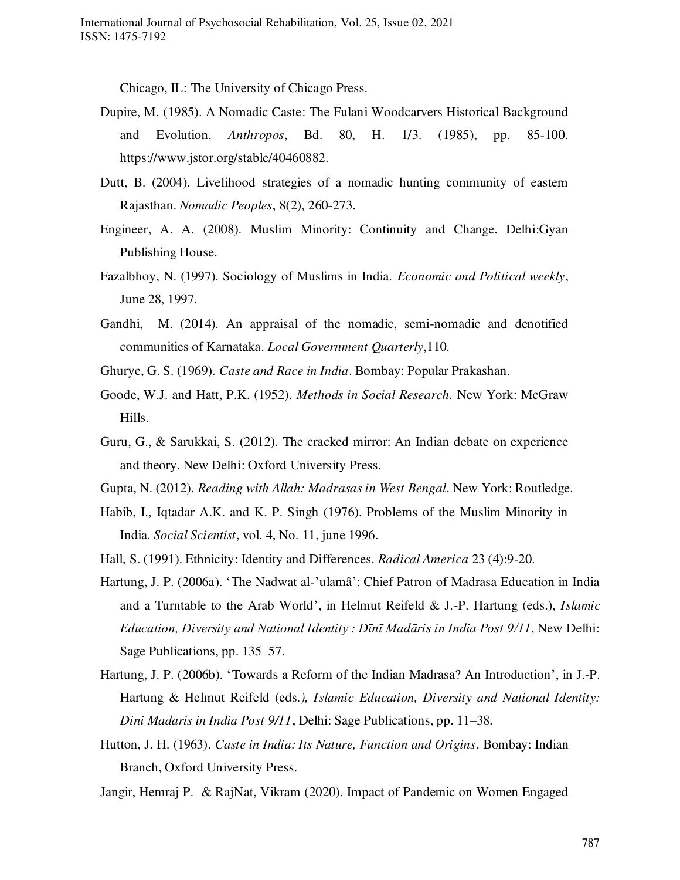Chicago, IL: The University of Chicago Press.

Dupire, M. (1985). A Nomadic Caste: The Fulani Woodcarvers Historical Background and Evolution. *Anthropos*, Bd. 80, H. 1/3. (1985), pp. 85-100. https://www.jstor.org/stable/40460882.

Dutt, B. (2004). Livelihood strategies of a nomadic hunting community of eastern Rajasthan. *Nomadic Peoples*, 8(2), 260-273.

Engineer, A. A. (2008). Muslim Minority: Continuity and Change. Delhi:Gyan Publishing House.

Fazalbhoy, N. (1997). Sociology of Muslims in India. *Economic and Political weekly*, June 28, 1997.

Gandhi, M. (2014). An appraisal of the nomadic, semi-nomadic and denotified communities of Karnataka. *Local Government Quarterly*,110.

Ghurye, G. S. (1969). *Caste and Race in India*. Bombay: Popular Prakashan.

Goode, W.J. and Hatt, P.K. (1952). *Methods in Social Research.* New York: McGraw Hills.

Guru, G., & Sarukkai, S. (2012). The cracked mirror: An Indian debate on experience and theory. New Delhi: Oxford University Press.

Gupta, N. (2012). *Reading with Allah: Madrasas in West Bengal*. New York: Routledge.

Habib, I., Iqtadar A.K. and K. P. Singh (1976). Problems of the Muslim Minority in India. *Social Scientist*, vol. 4, No. 11, june 1996.

Hall, S. (1991). Ethnicity: Identity and Differences. *Radical America* 23 (4):9-20.

Hartung, J. P. (2006a). 'The Nadwat al-'ulamâ': Chief Patron of Madrasa Education in India and a Turntable to the Arab World', in Helmut Reifeld & J.-P. Hartung (eds.), *Islamic Education, Diversity and National Identity : Dīnī Madāris in India Post 9/11*, New Delhi: Sage Publications, pp. 135–57.

Hartung, J. P. (2006b). 'Towards a Reform of the Indian Madrasa? An Introduction', in J.-P. Hartung & Helmut Reifeld (eds.*), Islamic Education, Diversity and National Identity: Dini Madaris in India Post 9/11*, Delhi: Sage Publications, pp. 11–38.

Hutton, J. H. (1963). *Caste in India: Its Nature, Function and Origins*. Bombay: Indian Branch, Oxford University Press.

Jangir, Hemraj P. & RajNat, Vikram (2020). Impact of Pandemic on Women Engaged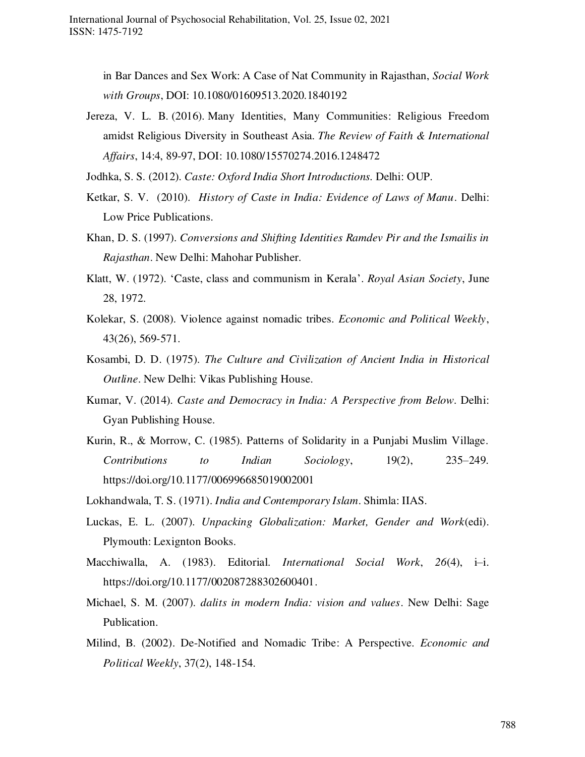in Bar Dances and Sex Work: A Case of Nat Community in Rajasthan, *Social Work with Groups*, DOI: 10.1080/01609513.2020.1840192

Jereza, V. L. B. (2016). Many Identities, Many Communities: Religious Freedom amidst Religious Diversity in Southeast Asia. *The Review of Faith & International Affairs*, 14:4, 89-97, DOI: 10.1080/15570274.2016.1248472

Jodhka, S. S. (2012). *Caste: Oxford India Short Introductions*. Delhi: OUP.

Ketkar, S. V. (2010). *History of Caste in India: Evidence of Laws of Manu*. Delhi: Low Price Publications.

Khan, D. S. (1997). *Conversions and Shifting Identities Ramdev Pir and the Ismailis in Rajasthan*. New Delhi: Mahohar Publisher.

Klatt, W. (1972). 'Caste, class and communism in Kerala'. *Royal Asian Society*, June 28, 1972.

Kolekar, S. (2008). Violence against nomadic tribes. *Economic and Political Weekly*, 43(26), 569-571.

Kosambi, D. D. (1975). *The Culture and Civilization of Ancient India in Historical Outline*. New Delhi: Vikas Publishing House.

Kumar, V. (2014). *Caste and Democracy in India: A Perspective from Below*. Delhi: Gyan Publishing House.

Kurin, R., & Morrow, C. (1985). Patterns of Solidarity in a Punjabi Muslim Village. *Contributions to Indian Sociology*, 19(2), 235–249. https://doi.org/10.1177/006996685019002001

Lokhandwala, T. S. (1971). *India and Contemporary Islam*. Shimla: IIAS.

Luckas, E. L. (2007). *Unpacking Globalization: Market, Gender and Work*(edi). Plymouth: Lexignton Books.

Macchiwalla, A. (1983). Editorial. *International Social Work*, *26*(4), i–i. https://doi.org/10.1177/002087288302600401.

Michael, S. M. (2007). *dalits in modern India: vision and values*. New Delhi: Sage Publication.

Milind, B. (2002). De-Notified and Nomadic Tribe: A Perspective. *Economic and Political Weekly*, 37(2), 148-154.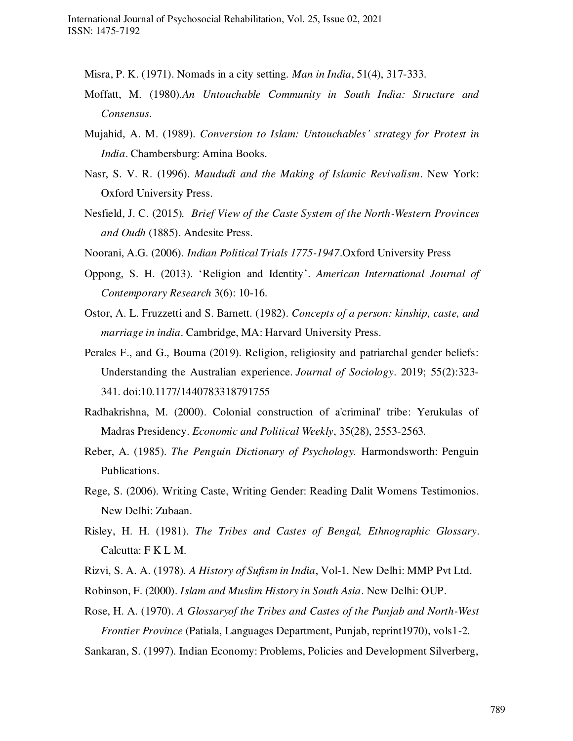Misra, P. K. (1971). Nomads in a city setting. *Man in India*, 51(4), 317-333.

Moffatt, M. (1980).*An Untouchable Community in South India: Structure and Consensus.*

Mujahid, A. M. (1989). *Conversion to Islam: Untouchables' strategy for Protest in India*. Chambersburg: Amina Books.

Nasr, S. V. R. (1996). *Maududi and the Making of Islamic Revivalism*. New York: Oxford University Press.

Nesfield, J. C. (2015). *Brief View of the Caste System of the North-Western Provinces and Oudh* (1885). Andesite Press.

Noorani, A.G. (2006). *Indian Political Trials 1775-1947*.Oxford University Press

Oppong, S. H. (2013). 'Religion and Identity'. *American International Journal of Contemporary Research* 3(6): 10-16.

Ostor, A. L. Fruzzetti and S. Barnett. (1982). *Concepts of a person: kinship, caste, and marriage in india*. Cambridge, MA: Harvard University Press.

Perales F., and G., Bouma (2019). Religion, religiosity and patriarchal gender beliefs: Understanding the Australian experience. *Journal of Sociology*. 2019; 55(2):323-341. doi:10.1177/1440783318791755

Radhakrishna, M. (2000). Colonial construction of a'criminal' tribe: Yerukulas of Madras Presidency. *Economic and Political Weekly*, 35(28), 2553-2563.

Reber, A. (1985). *The Penguin Dictionary of Psychology.* Harmondsworth: Penguin Publications.

Rege, S. (2006). Writing Caste, Writing Gender: Reading Dalit Womens Testimonios. New Delhi: Zubaan.

Risley, H. H. (1981). *The Tribes and Castes of Bengal, Ethnographic Glossary*. Calcutta: F K L M.

Rizvi, S. A. A. (1978). *A History of Sufism in India*, Vol-1. New Delhi: MMP Pvt Ltd.

Robinson, F. (2000). *Islam and Muslim History in South Asia*. New Delhi: OUP.

Rose, H. A. (1970). *A Glossaryof the Tribes and Castes of the Punjab and North-West Frontier Province* (Patiala, Languages Department, Punjab, reprint1970), vols1-2.

Sankaran, S. (1997). Indian Economy: Problems, Policies and Development Silverberg,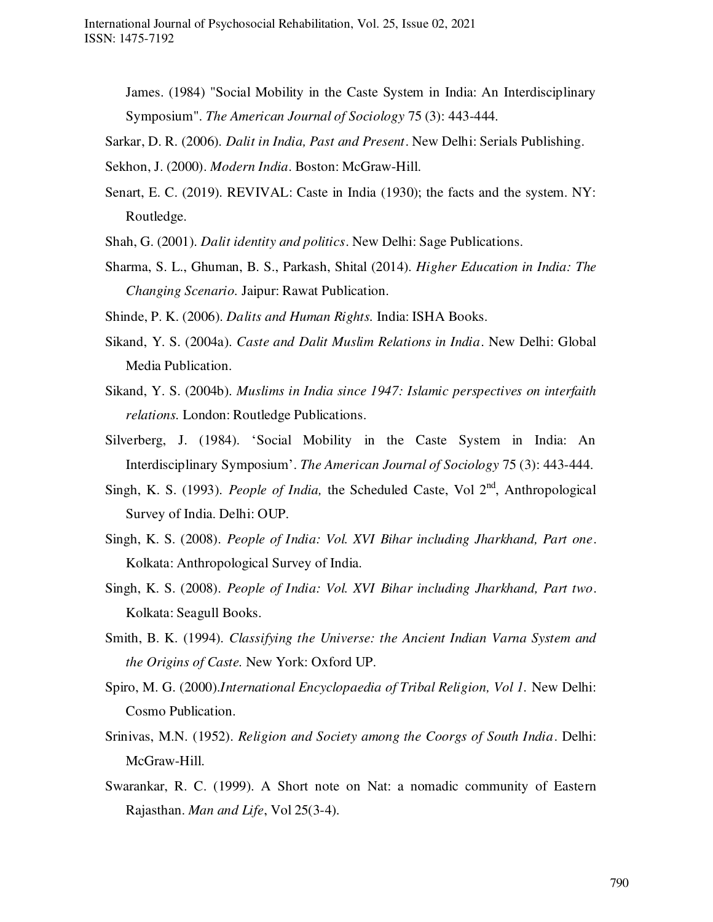James. (1984) "Social Mobility in the Caste System in India: An Interdisciplinary Symposium". *The American Journal of Sociology* 75 (3): 443-444.

Sarkar, D. R. (2006). *Dalit in India, Past and Present*. New Delhi: Serials Publishing.

Sekhon, J. (2000). *Modern India*. Boston: McGraw-Hill.

Senart, E. C. (2019). REVIVAL: Caste in India (1930); the facts and the system. NY: Routledge.

Shah, G. (2001). *Dalit identity and politics*. New Delhi: Sage Publications.

Sharma, S. L., Ghuman, B. S., Parkash, Shital (2014). *Higher Education in India: The Changing Scenario.* Jaipur: Rawat Publication.

Shinde, P. K. (2006). *Dalits and Human Rights.* India: ISHA Books.

Sikand, Y. S. (2004a). *Caste and Dalit Muslim Relations in India*. New Delhi: Global Media Publication.

Sikand, Y. S. (2004b). *Muslims in India since 1947: Islamic perspectives on interfaith relations.* London: Routledge Publications.

Silverberg, J. (1984). 'Social Mobility in the Caste System in India: An Interdisciplinary Symposium'. *The American Journal of Sociology* 75 (3): 443-444.

Singh, K. S. (1993). *People of India,* the Scheduled Caste, Vol 2nd, Anthropological Survey of India. Delhi: OUP.

Singh, K. S. (2008). *People of India: Vol. XVI Bihar including Jharkhand, Part one*. Kolkata: Anthropological Survey of India.

Singh, K. S. (2008). *People of India: Vol. XVI Bihar including Jharkhand, Part two*. Kolkata: Seagull Books.

Smith, B. K. (1994). *Classifying the Universe: the Ancient Indian Varna System and the Origins of Caste.* New York: Oxford UP.

Spiro, M. G. (2000).*International Encyclopaedia of Tribal Religion, Vol 1.* New Delhi: Cosmo Publication.

Srinivas, M.N. (1952). *Religion and Society among the Coorgs of South India*. Delhi: McGraw-Hill.

Swarankar, R. C. (1999). A Short note on Nat: a nomadic community of Eastern Rajasthan. *Man and Life*, Vol 25(3-4).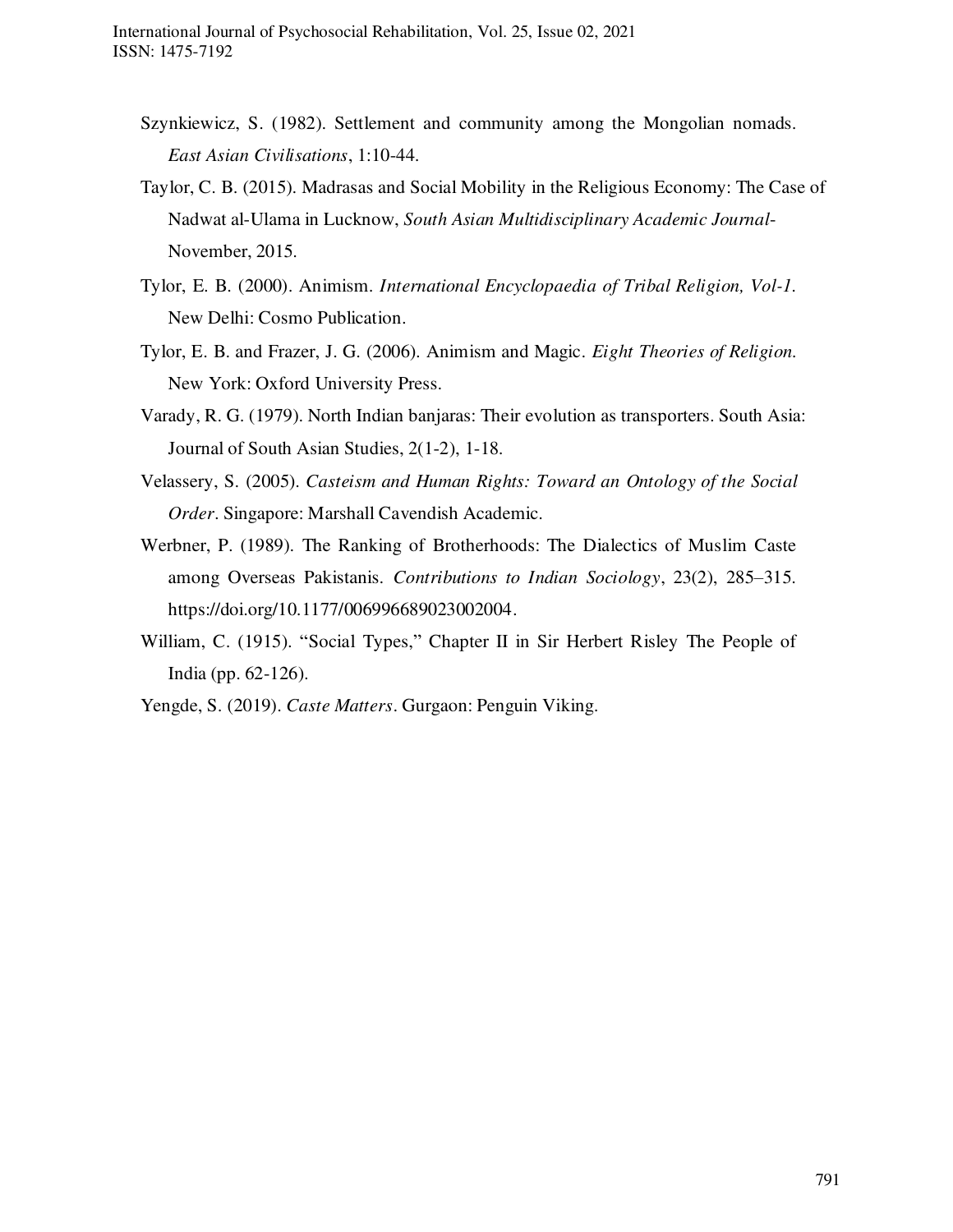Szynkiewicz, S. (1982). Settlement and community among the Mongolian nomads. *East Asian Civilisations*, 1:10-44.

Taylor, C. B. (2015). Madrasas and Social Mobility in the Religious Economy: The Case of Nadwat al-Ulama in Lucknow, *South Asian Multidisciplinary Academic Journal*- November, 2015.

Tylor, E. B. (2000). Animism. *International Encyclopaedia of Tribal Religion, Vol-1.* New Delhi: Cosmo Publication.

Tylor, E. B. and Frazer, J. G. (2006). Animism and Magic. *Eight Theories of Religion.* New York: Oxford University Press.

Varady, R. G. (1979). North Indian banjaras: Their evolution as transporters. South Asia: Journal of South Asian Studies, 2(1-2), 1-18.

Velassery, S. (2005). *Casteism and Human Rights: Toward an Ontology of the Social Order*. Singapore: Marshall Cavendish Academic.

Werbner, P. (1989). The Ranking of Brotherhoods: The Dialectics of Muslim Caste among Overseas Pakistanis. *Contributions to Indian Sociology*, 23(2), 285–315. https://doi.org/10.1177/006996689023002004.

William, C. (1915). "Social Types," Chapter II in Sir Herbert Risley The People of India (pp. 62-126).

Yengde, S. (2019). *Caste Matters*. Gurgaon: Penguin Viking.